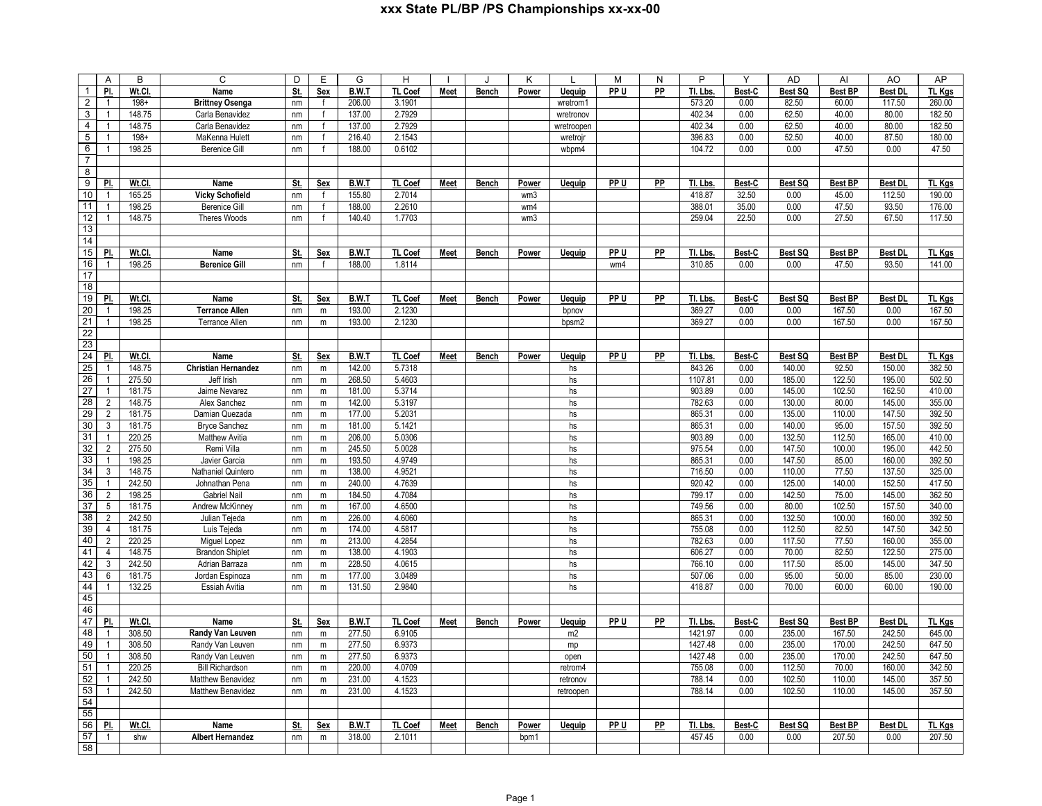# xxx State PL/BP /PS Championships xx-xx-00

| | A | B | C | D | E | G | H | I | J | K | L | M | N | P | Y | AD | AI | AO | AP |
|---|---|---|---|---|---|---|---|---|---|---|---|---|---|---|---|---|---|---|---|
| 1 | Pl. | Wt.Cl. | Name | St. | Sex | B.W.T | TL Coef | Meet | Bench | Power | Uequip | PP U | PP | Tl. Lbs. | Best-C | Best SQ | Best BP | Best DL | TL Kgs |
| 2 | 1 | 198+ | **Brittney Osenga** | nm | f | 206.00 | 3.1901 | | | | wretrom1 | | | 573.20 | 0.00 | 82.50 | 60.00 | 117.50 | 260.00 |
| 3 | 1 | 148.75 | Carla Benavidez | nm | f | 137.00 | 2.7929 | | | | wretronov | | | 402.34 | 0.00 | 62.50 | 40.00 | 80.00 | 182.50 |
| 4 | 1 | 148.75 | Carla Benavidez | nm | f | 137.00 | 2.7929 | | | | wretroopen | | | 402.34 | 0.00 | 62.50 | 40.00 | 80.00 | 182.50 |
| 5 | 1 | 198+ | MaKenna Hulett | nm | f | 216.40 | 2.1543 | | | | wretrojr | | | 396.83 | 0.00 | 52.50 | 40.00 | 87.50 | 180.00 |
| 6 | 1 | 198.25 | Berenice Gill | nm | f | 188.00 | 0.6102 | | | | wbpm4 | | | 104.72 | 0.00 | 0.00 | 47.50 | 0.00 | 47.50 |
| 7 | | | | | | | | | | | | | | | | | | | |
| 8 | | | | | | | | | | | | | | | | | | | |
| 9 | Pl. | Wt.Cl. | Name | St. | Sex | B.W.T | TL Coef | Meet | Bench | Power | Uequip | PP U | PP | Tl. Lbs. | Best-C | Best SQ | Best BP | Best DL | TL Kgs |
| 10 | 1 | 165.25 | **Vicky Schofield** | nm | f | 155.80 | 2.7014 | | | wm3 | | | | 418.87 | 32.50 | 0.00 | 45.00 | 112.50 | 190.00 |
| 11 | 1 | 198.25 | Berenice Gill | nm | f | 188.00 | 2.2610 | | | wm4 | | | | 388.01 | 35.00 | 0.00 | 47.50 | 93.50 | 176.00 |
| 12 | 1 | 148.75 | Theres Woods | nm | f | 140.40 | 1.7703 | | | wm3 | | | | 259.04 | 22.50 | 0.00 | 27.50 | 67.50 | 117.50 |
| 13 | | | | | | | | | | | | | | | | | | | |
| 14 | | | | | | | | | | | | | | | | | | | |
| 15 | Pl. | Wt.Cl. | Name | St. | Sex | B.W.T | TL Coef | Meet | Bench | Power | Uequip | PP U | PP | Tl. Lbs. | Best-C | Best SQ | Best BP | Best DL | TL Kgs |
| 16 | 1 | 198.25 | **Berenice Gill** | nm | f | 188.00 | 1.8114 | | | | | wm4 | | 310.85 | 0.00 | 0.00 | 47.50 | 93.50 | 141.00 |
| 17 | | | | | | | | | | | | | | | | | | | |
| 18 | | | | | | | | | | | | | | | | | | | |
| 19 | Pl. | Wt.Cl. | Name | St. | Sex | B.W.T | TL Coef | Meet | Bench | Power | Uequip | PP U | PP | Tl. Lbs. | Best-C | Best SQ | Best BP | Best DL | TL Kgs |
| 20 | 1 | 198.25 | **Terrance Allen** | nm | m | 193.00 | 2.1230 | | | | bpnov | | | 369.27 | 0.00 | 0.00 | 167.50 | 0.00 | 167.50 |
| 21 | 1 | 198.25 | Terrance Allen | nm | m | 193.00 | 2.1230 | | | | bpsm2 | | | 369.27 | 0.00 | 0.00 | 167.50 | 0.00 | 167.50 |
| 22 | | | | | | | | | | | | | | | | | | | |
| 23 | | | | | | | | | | | | | | | | | | | |
| 24 | Pl. | Wt.Cl. | Name | St. | Sex | B.W.T | TL Coef | Meet | Bench | Power | Uequip | PP U | PP | Tl. Lbs. | Best-C | Best SQ | Best BP | Best DL | TL Kgs |
| 25 | 1 | 148.75 | **Christian Hernandez** | nm | m | 142.00 | 5.7318 | | | | hs | | | 843.26 | 0.00 | 140.00 | 92.50 | 150.00 | 382.50 |
| 26 | 1 | 275.50 | Jeff Irish | nm | m | 268.50 | 5.4603 | | | | hs | | | 1107.81 | 0.00 | 185.00 | 122.50 | 195.00 | 502.50 |
| 27 | 1 | 181.75 | Jaime Nevarez | nm | m | 181.00 | 5.3714 | | | | hs | | | 903.89 | 0.00 | 145.00 | 102.50 | 162.50 | 410.00 |
| 28 | 2 | 148.75 | Alex Sanchez | nm | m | 142.00 | 5.3197 | | | | hs | | | 782.63 | 0.00 | 130.00 | 80.00 | 145.00 | 355.00 |
| 29 | 2 | 181.75 | Damian Quezada | nm | m | 177.00 | 5.2031 | | | | hs | | | 865.31 | 0.00 | 135.00 | 110.00 | 147.50 | 392.50 |
| 30 | 3 | 181.75 | Bryce Sanchez | nm | m | 181.00 | 5.1421 | | | | hs | | | 865.31 | 0.00 | 140.00 | 95.00 | 157.50 | 392.50 |
| 31 | 1 | 220.25 | Matthew Avitia | nm | m | 206.00 | 5.0306 | | | | hs | | | 903.89 | 0.00 | 132.50 | 112.50 | 165.00 | 410.00 |
| 32 | 2 | 275.50 | Remi Villa | nm | m | 245.50 | 5.0028 | | | | hs | | | 975.54 | 0.00 | 147.50 | 100.00 | 195.00 | 442.50 |
| 33 | 1 | 198.25 | Javier Garcia | nm | m | 193.50 | 4.9749 | | | | hs | | | 865.31 | 0.00 | 147.50 | 85.00 | 160.00 | 392.50 |
| 34 | 3 | 148.75 | Nathaniel Quintero | nm | m | 138.00 | 4.9521 | | | | hs | | | 716.50 | 0.00 | 110.00 | 77.50 | 137.50 | 325.00 |
| 35 | 1 | 242.50 | Johnathan Pena | nm | m | 240.00 | 4.7639 | | | | hs | | | 920.42 | 0.00 | 125.00 | 140.00 | 152.50 | 417.50 |
| 36 | 2 | 198.25 | Gabriel Nail | nm | m | 184.50 | 4.7084 | | | | hs | | | 799.17 | 0.00 | 142.50 | 75.00 | 145.00 | 362.50 |
| 37 | 5 | 181.75 | Andrew McKinney | nm | m | 167.00 | 4.6500 | | | | hs | | | 749.56 | 0.00 | 80.00 | 102.50 | 157.50 | 340.00 |
| 38 | 2 | 242.50 | Julian Tejeda | nm | m | 226.00 | 4.6060 | | | | hs | | | 865.31 | 0.00 | 132.50 | 100.00 | 160.00 | 392.50 |
| 39 | 4 | 181.75 | Luis Tejeda | nm | m | 174.00 | 4.5817 | | | | hs | | | 755.08 | 0.00 | 112.50 | 82.50 | 147.50 | 342.50 |
| 40 | 2 | 220.25 | Miguel Lopez | nm | m | 213.00 | 4.2854 | | | | hs | | | 782.63 | 0.00 | 117.50 | 77.50 | 160.00 | 355.00 |
| 41 | 4 | 148.75 | Brandon Shiplet | nm | m | 138.00 | 4.1903 | | | | hs | | | 606.27 | 0.00 | 70.00 | 82.50 | 122.50 | 275.00 |
| 42 | 3 | 242.50 | Adrian Barraza | nm | m | 228.50 | 4.0615 | | | | hs | | | 766.10 | 0.00 | 117.50 | 85.00 | 145.00 | 347.50 |
| 43 | 6 | 181.75 | Jordan Espinoza | nm | m | 177.00 | 3.0489 | | | | hs | | | 507.06 | 0.00 | 95.00 | 50.00 | 85.00 | 230.00 |
| 44 | 1 | 132.25 | Essiah Avitia | nm | m | 131.50 | 2.9840 | | | | hs | | | 418.87 | 0.00 | 70.00 | 60.00 | 60.00 | 190.00 |
| 45 | | | | | | | | | | | | | | | | | | | |
| 46 | | | | | | | | | | | | | | | | | | | |
| 47 | Pl. | Wt.Cl. | Name | St. | Sex | B.W.T | TL Coef | Meet | Bench | Power | Uequip | PP U | PP | Tl. Lbs. | Best-C | Best SQ | Best BP | Best DL | TL Kgs |
| 48 | 1 | 308.50 | **Randy Van Leuven** | nm | m | 277.50 | 6.9105 | | | | m2 | | | 1421.97 | 0.00 | 235.00 | 167.50 | 242.50 | 645.00 |
| 49 | 1 | 308.50 | Randy Van Leuven | nm | m | 277.50 | 6.9373 | | | | mp | | | 1427.48 | 0.00 | 235.00 | 170.00 | 242.50 | 647.50 |
| 50 | 1 | 308.50 | Randy Van Leuven | nm | m | 277.50 | 6.9373 | | | | open | | | 1427.48 | 0.00 | 235.00 | 170.00 | 242.50 | 647.50 |
| 51 | 1 | 220.25 | Bill Richardson | nm | m | 220.00 | 4.0709 | | | | retrom4 | | | 755.08 | 0.00 | 112.50 | 70.00 | 160.00 | 342.50 |
| 52 | 1 | 242.50 | Matthew Benavidez | nm | m | 231.00 | 4.1523 | | | | retronov | | | 788.14 | 0.00 | 102.50 | 110.00 | 145.00 | 357.50 |
| 53 | 1 | 242.50 | Matthew Benavidez | nm | m | 231.00 | 4.1523 | | | | retroopen | | | 788.14 | 0.00 | 102.50 | 110.00 | 145.00 | 357.50 |
| 54 | | | | | | | | | | | | | | | | | | | |
| 55 | | | | | | | | | | | | | | | | | | | |
| 56 | Pl. | Wt.Cl. | Name | St. | Sex | B.W.T | TL Coef | Meet | Bench | Power | Uequip | PP U | PP | Tl. Lbs. | Best-C | Best SQ | Best BP | Best DL | TL Kgs |
| 57 | 1 | shw | **Albert Hernandez** | nm | m | 318.00 | 2.1011 | | | bpm1 | | | | 457.45 | 0.00 | 0.00 | 207.50 | 0.00 | 207.50 |
| 58 | | | | | | | | | | | | | | | | | | | |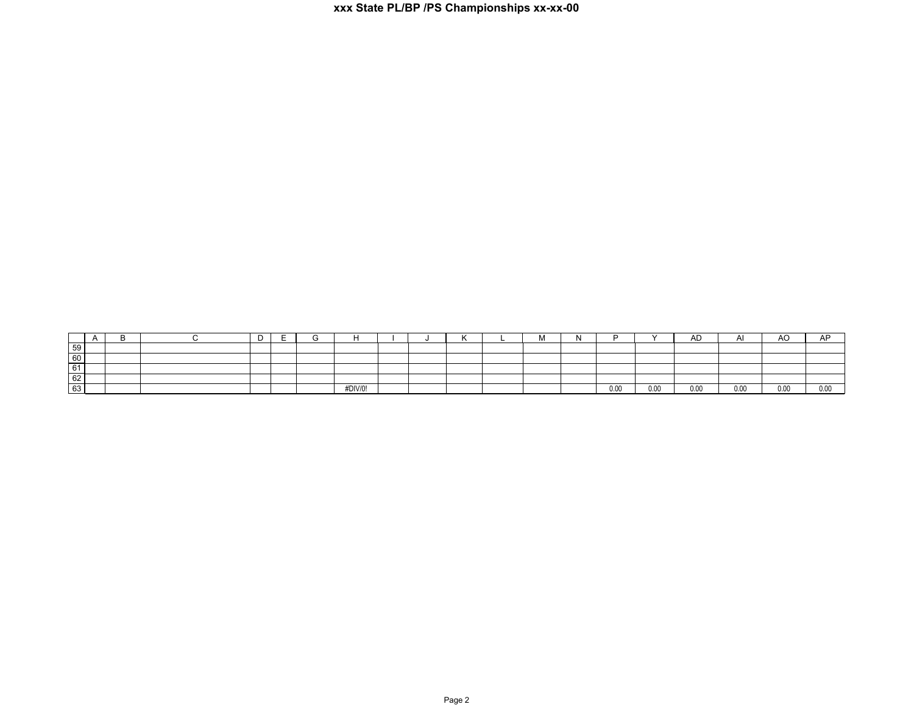| | A | B | C | D | E | G | H | I | J | K | L | M | N | P | Y | AD | AI | AO | AP |
|---|---|---|---|---|---|---|---|---|---|---|---|---|---|---|---|---|---|---|---|
| 59 | | | | | | | | | | | | | | | | | | | |
| 60 | | | | | | | | | | | | | | | | | | | |
| 61 | | | | | | | | | | | | | | | | | | | |
| 62 | | | | | | | | | | | | | | | | | | | |
| 63 | | | | | | | #DIV/0! | | | | | | | 0.00 | 0.00 | 0.00 | 0.00 | 0.00 | 0.00 |